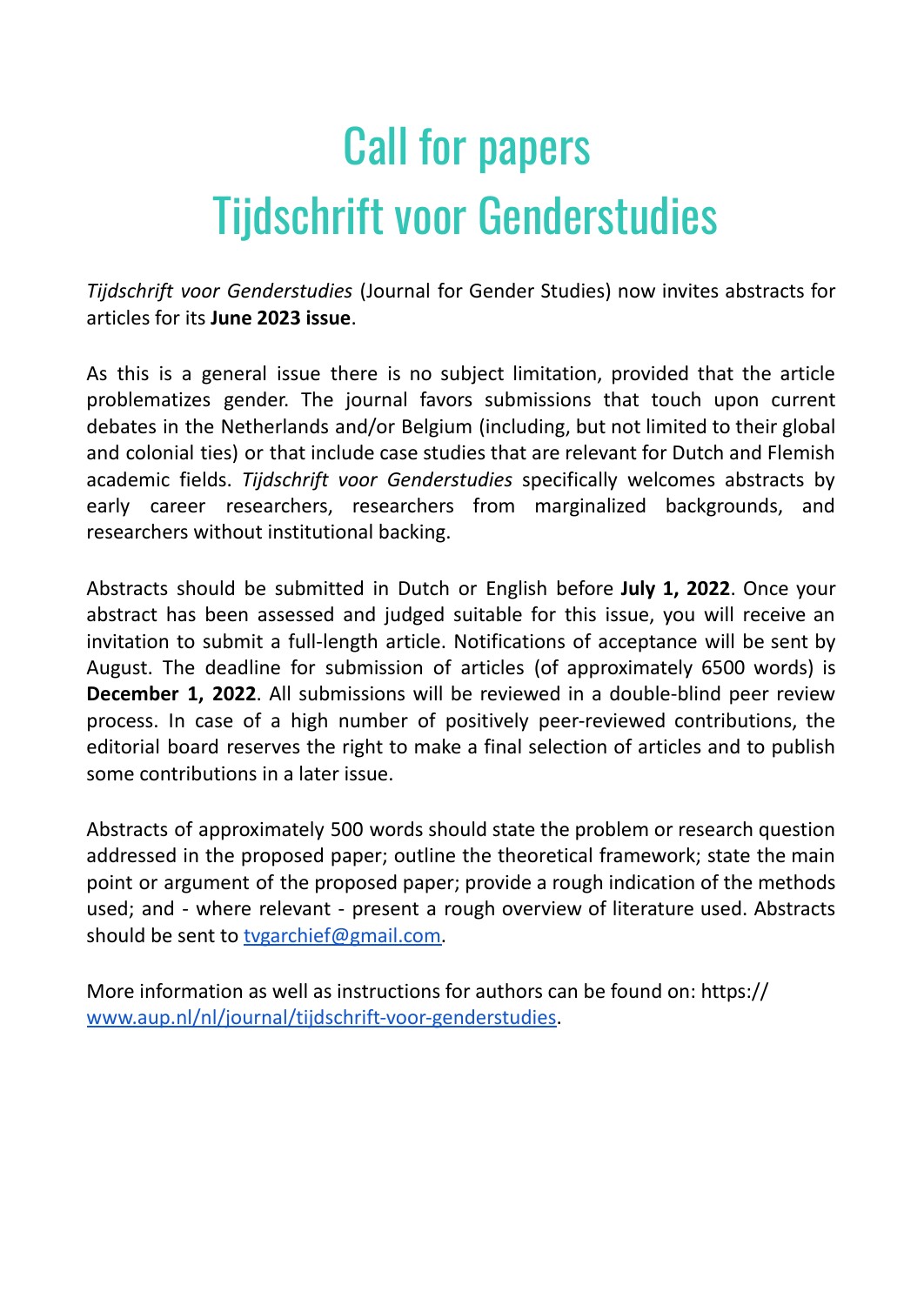# Call for papers
# Tijdschrift voor Genderstudies

*Tijdschrift voor Genderstudies* (Journal for Gender Studies) now invites abstracts for articles for its **June 2023 issue**.

As this is a general issue there is no subject limitation, provided that the article problematizes gender. The journal favors submissions that touch upon current debates in the Netherlands and/or Belgium (including, but not limited to their global and colonial ties) or that include case studies that are relevant for Dutch and Flemish academic fields. *Tijdschrift voor Genderstudies* specifically welcomes abstracts by early career researchers, researchers from marginalized backgrounds, and researchers without institutional backing.

Abstracts should be submitted in Dutch or English before **July 1, 2022**. Once your abstract has been assessed and judged suitable for this issue, you will receive an invitation to submit a full-length article. Notifications of acceptance will be sent by August. The deadline for submission of articles (of approximately 6500 words) is **December 1, 2022**. All submissions will be reviewed in a double-blind peer review process. In case of a high number of positively peer-reviewed contributions, the editorial board reserves the right to make a final selection of articles and to publish some contributions in a later issue.

Abstracts of approximately 500 words should state the problem or research question addressed in the proposed paper; outline the theoretical framework; state the main point or argument of the proposed paper; provide a rough indication of the methods used; and - where relevant - present a rough overview of literature used. Abstracts should be sent to tvgarchief@gmail.com.

More information as well as instructions for authors can be found on: https://www.aup.nl/nl/journal/tijdschrift-voor-genderstudies.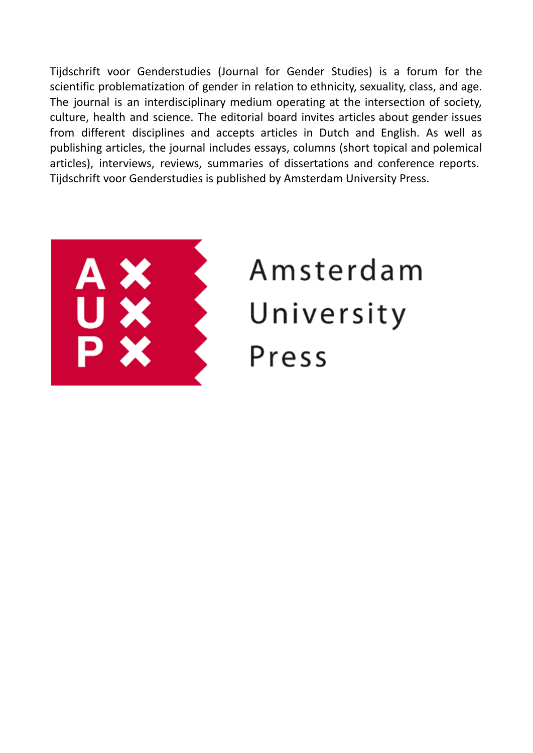Tijdschrift voor Genderstudies (Journal for Gender Studies) is a forum for the scientific problematization of gender in relation to ethnicity, sexuality, class, and age. The journal is an interdisciplinary medium operating at the intersection of society, culture, health and science. The editorial board invites articles about gender issues from different disciplines and accepts articles in Dutch and English. As well as publishing articles, the journal includes essays, columns (short topical and polemical articles), interviews, reviews, summaries of dissertations and conference reports. Tijdschrift voor Genderstudies is published by Amsterdam University Press.

Amsterdam University Press